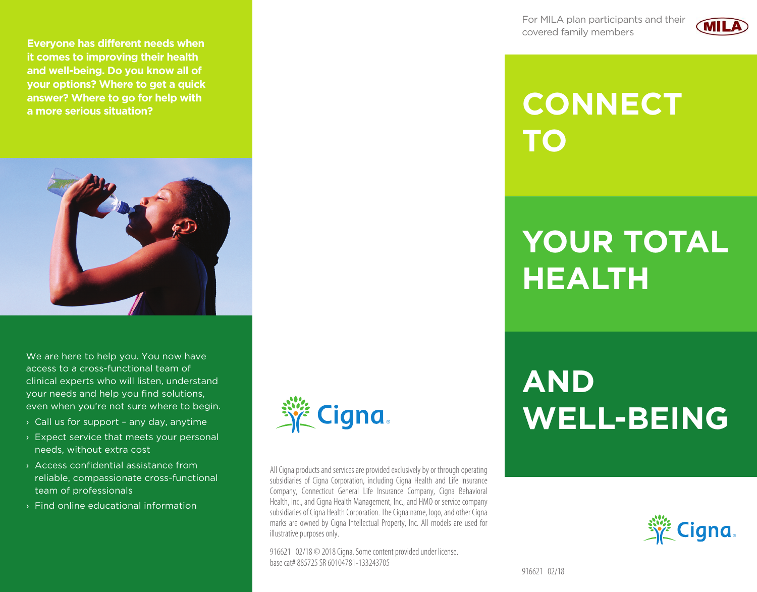For MILA plan participants and their covered family members

# CONNECT TO YOUR TOTAL HEALTH AND WELL-BEING

**Everyone has different needs when it comes to improving their health and well-being. Do you know all of your options? Where to get a quick answer? Where to go for help with a more serious situation?**

We are here to help you. You now have access to a cross-functional team of clinical experts who will listen, understand your needs and help you find solutions, even when you're not sure where to begin.

- Call us for support – any day, anytime
- Expect service that meets your personal needs, without extra cost
- Access confidential assistance from reliable, compassionate cross-functional team of professionals
- Find online educational information

All Cigna products and services are provided exclusively by or through operating subsidiaries of Cigna Corporation, including Cigna Health and Life Insurance Company, Connecticut General Life Insurance Company, Cigna Behavioral Health, Inc., and Cigna Health Management, Inc., and HMO or service company subsidiaries of Cigna Health Corporation. The Cigna name, logo, and other Cigna marks are owned by Cigna Intellectual Property, Inc. All models are used for illustrative purposes only.

916621 02/18 © 2018 Cigna. Some content provided under license.
base cat# 885725 SR 60104781-133243705

916621 02/18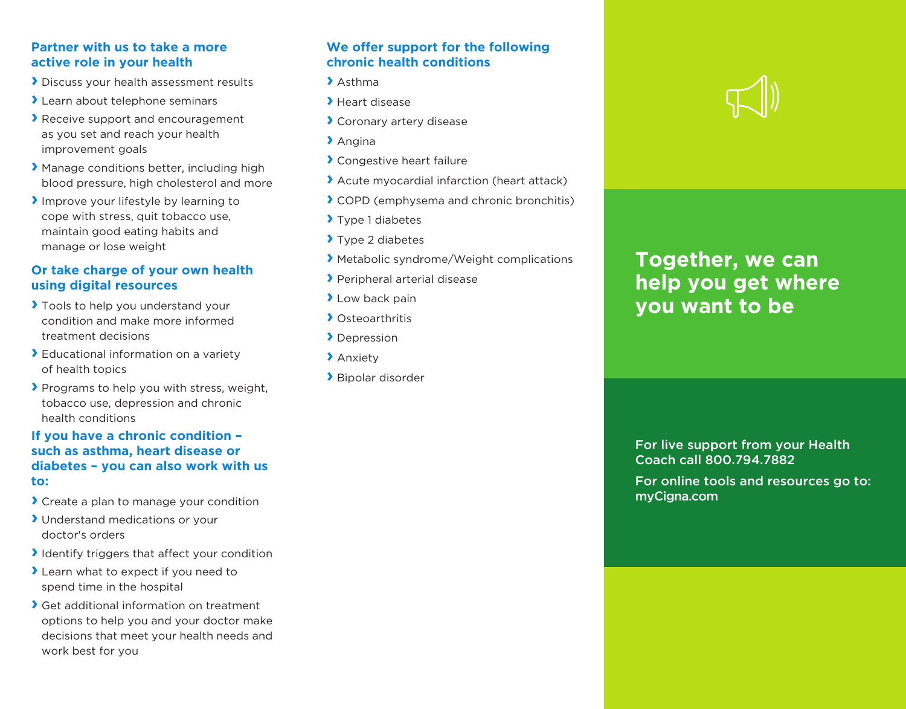## Partner with us to take a more active role in your health

- Discuss your health assessment results
- Learn about telephone seminars
- Receive support and encouragement as you set and reach your health improvement goals
- Manage conditions better, including high blood pressure, high cholesterol and more
- Improve your lifestyle by learning to cope with stress, quit tobacco use, maintain good eating habits and manage or lose weight

## Or take charge of your own health using digital resources

- Tools to help you understand your condition and make more informed treatment decisions
- Educational information on a variety of health topics
- Programs to help you with stress, weight, tobacco use, depression and chronic health conditions

## If you have a chronic condition – such as asthma, heart disease or diabetes – you can also work with us to:

- Create a plan to manage your condition
- Understand medications or your doctor's orders
- Identify triggers that affect your condition
- Learn what to expect if you need to spend time in the hospital
- Get additional information on treatment options to help you and your doctor make decisions that meet your health needs and work best for you

## We offer support for the following chronic health conditions

- Asthma
- Heart disease
- Coronary artery disease
- Angina
- Congestive heart failure
- Acute myocardial infarction (heart attack)
- COPD (emphysema and chronic bronchitis)
- Type 1 diabetes
- Type 2 diabetes
- Metabolic syndrome/Weight complications
- Peripheral arterial disease
- Low back pain
- Osteoarthritis
- Depression
- Anxiety
- Bipolar disorder

# Together, we can help you get where you want to be

**For live support from your Health Coach call 800.794.7882**

**For online tools and resources go to: myCigna.com**